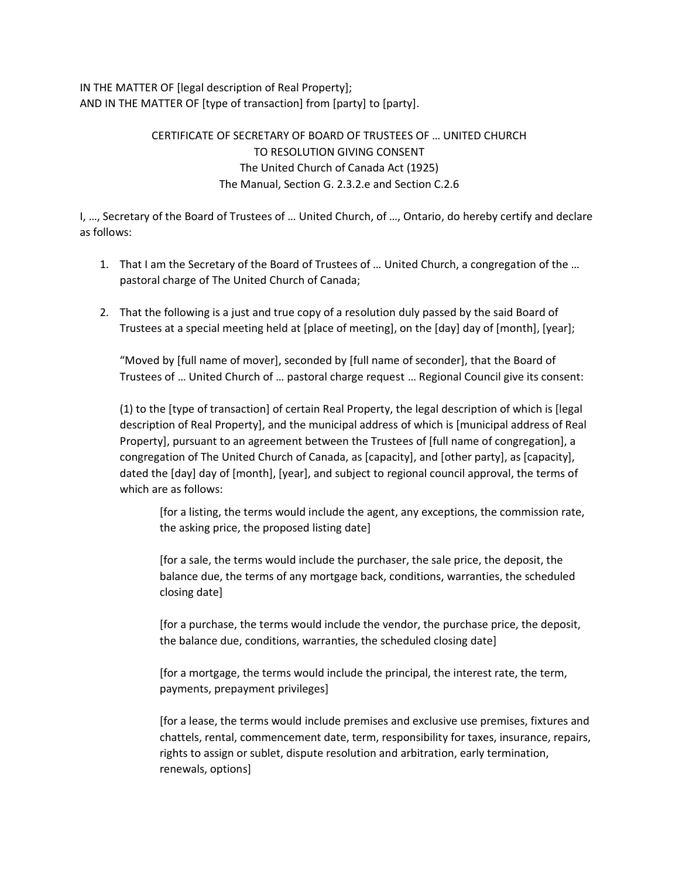IN THE MATTER OF [legal description of Real Property];
AND IN THE MATTER OF [type of transaction] from [party] to [party].

CERTIFICATE OF SECRETARY OF BOARD OF TRUSTEES OF … UNITED CHURCH
TO RESOLUTION GIVING CONSENT
The United Church of Canada Act (1925)
The Manual, Section G. 2.3.2.e and Section C.2.6

I, …, Secretary of the Board of Trustees of … United Church, of …, Ontario, do hereby certify and declare as follows:

1. That I am the Secretary of the Board of Trustees of … United Church, a congregation of the … pastoral charge of The United Church of Canada;

2. That the following is a just and true copy of a resolution duly passed by the said Board of Trustees at a special meeting held at [place of meeting], on the [day] day of [month], [year];

   "Moved by [full name of mover], seconded by [full name of seconder], that the Board of Trustees of … United Church of … pastoral charge request … Regional Council give its consent:

   (1) to the [type of transaction] of certain Real Property, the legal description of which is [legal description of Real Property], and the municipal address of which is [municipal address of Real Property], pursuant to an agreement between the Trustees of [full name of congregation], a congregation of The United Church of Canada, as [capacity], and [other party], as [capacity], dated the [day] day of [month], [year], and subject to regional council approval, the terms of which are as follows:

   > [for a listing, the terms would include the agent, any exceptions, the commission rate, the asking price, the proposed listing date]
   >
   > [for a sale, the terms would include the purchaser, the sale price, the deposit, the balance due, the terms of any mortgage back, conditions, warranties, the scheduled closing date]
   >
   > [for a purchase, the terms would include the vendor, the purchase price, the deposit, the balance due, conditions, warranties, the scheduled closing date]
   >
   > [for a mortgage, the terms would include the principal, the interest rate, the term, payments, prepayment privileges]
   >
   > [for a lease, the terms would include premises and exclusive use premises, fixtures and chattels, rental, commencement date, term, responsibility for taxes, insurance, repairs, rights to assign or sublet, dispute resolution and arbitration, early termination, renewals, options]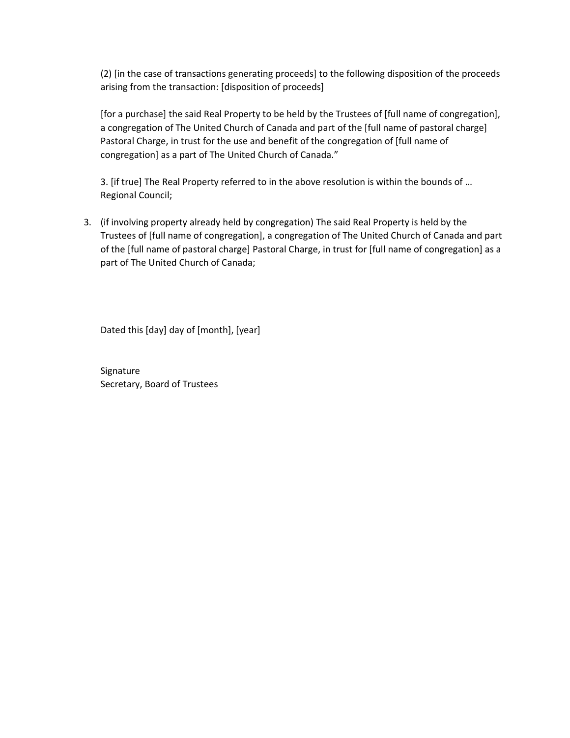(2) [in the case of transactions generating proceeds] to the following disposition of the proceeds arising from the transaction: [disposition of proceeds]

[for a purchase] the said Real Property to be held by the Trustees of [full name of congregation], a congregation of The United Church of Canada and part of the [full name of pastoral charge] Pastoral Charge, in trust for the use and benefit of the congregation of [full name of congregation] as a part of The United Church of Canada."

3. [if true] The Real Property referred to in the above resolution is within the bounds of … Regional Council;

3. (if involving property already held by congregation) The said Real Property is held by the Trustees of [full name of congregation], a congregation of The United Church of Canada and part of the [full name of pastoral charge] Pastoral Charge, in trust for [full name of congregation] as a part of The United Church of Canada;

Dated this [day] day of [month], [year]

Signature
Secretary, Board of Trustees